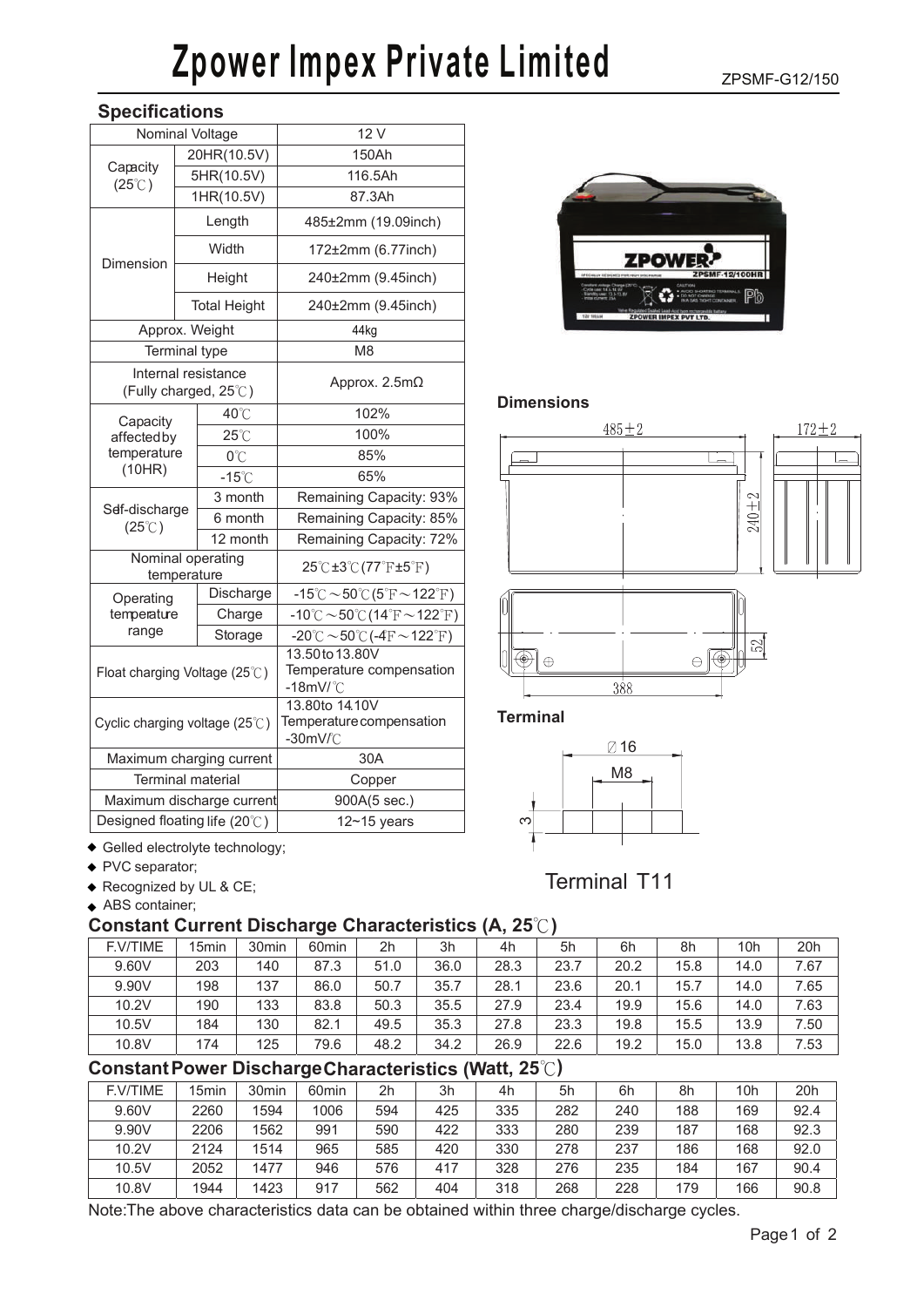# Zpower Impex Private Limited

ZPSMF-G12/150

## Specifications

| | | |
|---|---|---|
| Nominal Voltage | | 12 V |
| Capacity (25℃) | 20HR(10.5V) | 150Ah |
| | 5HR(10.5V) | 116.5Ah |
| | 1HR(10.5V) | 87.3Ah |
| Dimension | Length | 485±2mm (19.09inch) |
| | Width | 172±2mm (6.77inch) |
| | Height | 240±2mm (9.45inch) |
| | Total Height | 240±2mm (9.45inch) |
| Approx. Weight | | 44kg |
| Terminal type | | M8 |
| Internal resistance (Fully charged, 25℃) | | Approx. 2.5mΩ |
| Capacity affected by temperature (10HR) | 40℃ | 102% |
| | 25℃ | 100% |
| | 0℃ | 85% |
| | -15℃ | 65% |
| Self-discharge (25℃) | 3 month | Remaining Capacity: 93% |
| | 6 month | Remaining Capacity: 85% |
| | 12 month | Remaining Capacity: 72% |
| Nominal operating temperature | | 25℃±3℃(77℉±5℉) |
| Operating temperature range | Discharge | -15℃～50℃(5℉～122℉) |
| | Charge | -10℃～50℃(14℉～122℉) |
| | Storage | -20℃～50℃(-4℉～122℉) |
| Float charging Voltage (25℃) | | 13.50 to 13.80V Temperature compensation -18mV/℃ |
| Cyclic charging voltage (25℃) | | 13.80 to 14.10V Temperature compensation -30mV/℃ |
| Maximum charging current | | 30A |
| Terminal material | | Copper |
| Maximum discharge current | | 900A(5 sec.) |
| Designed floating life (20℃) | | 12~15 years |

- Gelled electrolyte technology;
- PVC separator;
- Recognized by UL & CE;
- ABS container;

### Dimensions

485±2, 172±2, 240±2, 52, 388

### Terminal

∅16, M8, 3

Terminal T11

## Constant Current Discharge Characteristics (A, 25℃)

| F.V/TIME | 15min | 30min | 60min | 2h | 3h | 4h | 5h | 6h | 8h | 10h | 20h |
|---|---|---|---|---|---|---|---|---|---|---|---|
| 9.60V | 203 | 140 | 87.3 | 51.0 | 36.0 | 28.3 | 23.7 | 20.2 | 15.8 | 14.0 | 7.67 |
| 9.90V | 198 | 137 | 86.0 | 50.7 | 35.7 | 28.1 | 23.6 | 20.1 | 15.7 | 14.0 | 7.65 |
| 10.2V | 190 | 133 | 83.8 | 50.3 | 35.5 | 27.9 | 23.4 | 19.9 | 15.6 | 14.0 | 7.63 |
| 10.5V | 184 | 130 | 82.1 | 49.5 | 35.3 | 27.8 | 23.3 | 19.8 | 15.5 | 13.9 | 7.50 |
| 10.8V | 174 | 125 | 79.6 | 48.2 | 34.2 | 26.9 | 22.6 | 19.2 | 15.0 | 13.8 | 7.53 |

## Constant Power Discharge Characteristics (Watt, 25℃)

| F.V/TIME | 15min | 30min | 60min | 2h | 3h | 4h | 5h | 6h | 8h | 10h | 20h |
|---|---|---|---|---|---|---|---|---|---|---|---|
| 9.60V | 2260 | 1594 | 1006 | 594 | 425 | 335 | 282 | 240 | 188 | 169 | 92.4 |
| 9.90V | 2206 | 1562 | 991 | 590 | 422 | 333 | 280 | 239 | 187 | 168 | 92.3 |
| 10.2V | 2124 | 1514 | 965 | 585 | 420 | 330 | 278 | 237 | 186 | 168 | 92.0 |
| 10.5V | 2052 | 1477 | 946 | 576 | 417 | 328 | 276 | 235 | 184 | 167 | 90.4 |
| 10.8V | 1944 | 1423 | 917 | 562 | 404 | 318 | 268 | 228 | 179 | 166 | 90.8 |

Note:The above characteristics data can be obtained within three charge/discharge cycles.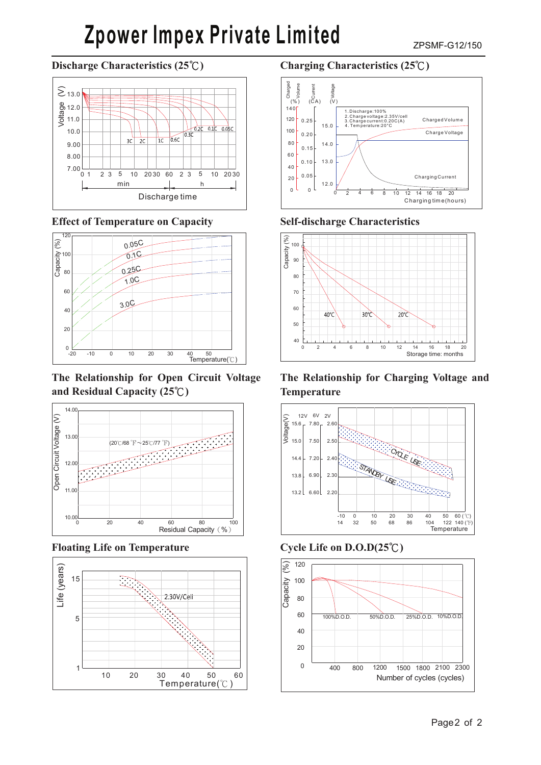# Zpower Impex Private Limited

ZPSMF-G12/150

## Discharge Characteristics (25℃)

Voltage (V)
13.0
12.0
11.0
10.0
9.00
8.00
7.00
0 1 2 3 5 10 20 30 60 2 3 5 10 20 30
min
h
Discharge time
3C 2C 1C 0.6C 0.3C 0.2C 0.1C 0.05C

## Charging Characteristics (25℃)

Charged Volume (%)
Current (CA)
Voltage (V)
140
120 0.25
100 0.20 15.0
80 0.15 14.0
60 0.10 13.0
40 0.05
20 12.0
0 0
0 2 4 6 8 10 12 14 16 18 20
Charging time (hours)
1. Discharge: 100%
2. Charge voltage: 2.35V/cell
3. Charge current: 0.20C(A)
4. Temperature: 20°C
Charged Volume
Charge Voltage
Charging Current

## Effect of Temperature on Capacity

Capacity (%)
120
100
80
60
40
20
0
-20 -10 0 10 20 30 40 50
Temperature(℃)
0.05C
0.1C
0.25C
1.0C
3.0C

## Self-discharge Characteristics

Capacity (%)
100
90
80
70
60
50
40
0 2 4 6 8 10 12 14 16 18 20
Storage time: months
40℃ 30℃ 20℃

## The Relationship for Open Circuit Voltage and Residual Capacity (25℃)

Open Circuit Voltage (V)
14.00
13.00
12.00
11.00
10.00
0 20 40 60 80 100
Residual Capacity (%)
(20℃/68 °F ~ 25℃/77 °F)

## The Relationship for Charging Voltage and Temperature

Voltage(V)
12V 6V 2V
15.6 7.80 2.60
15.0 7.50 2.50
14.4 7.20 2.40
13.8 6.90 2.30
13.2 6.60 2.20
-10 0 10 20 30 40 50 60 (℃)
14 32 50 68 86 104 122 140 (℉)
Temperature
CYCLE USE
STANDBY USE

## Floating Life on Temperature

Life (years)
15
5
1
10 20 30 40 50 60
Temperature(℃)
2.30V/Cell

## Cycle Life on D.O.D(25℃)

Capacity (%)
120
100
80
60
40
20
0
400 800 1200 1500 1800 2100 2300
Number of cycles (cycles)
100%D.O.D. 50%D.O.D. 25%D.O.D. 10%D.O.D.